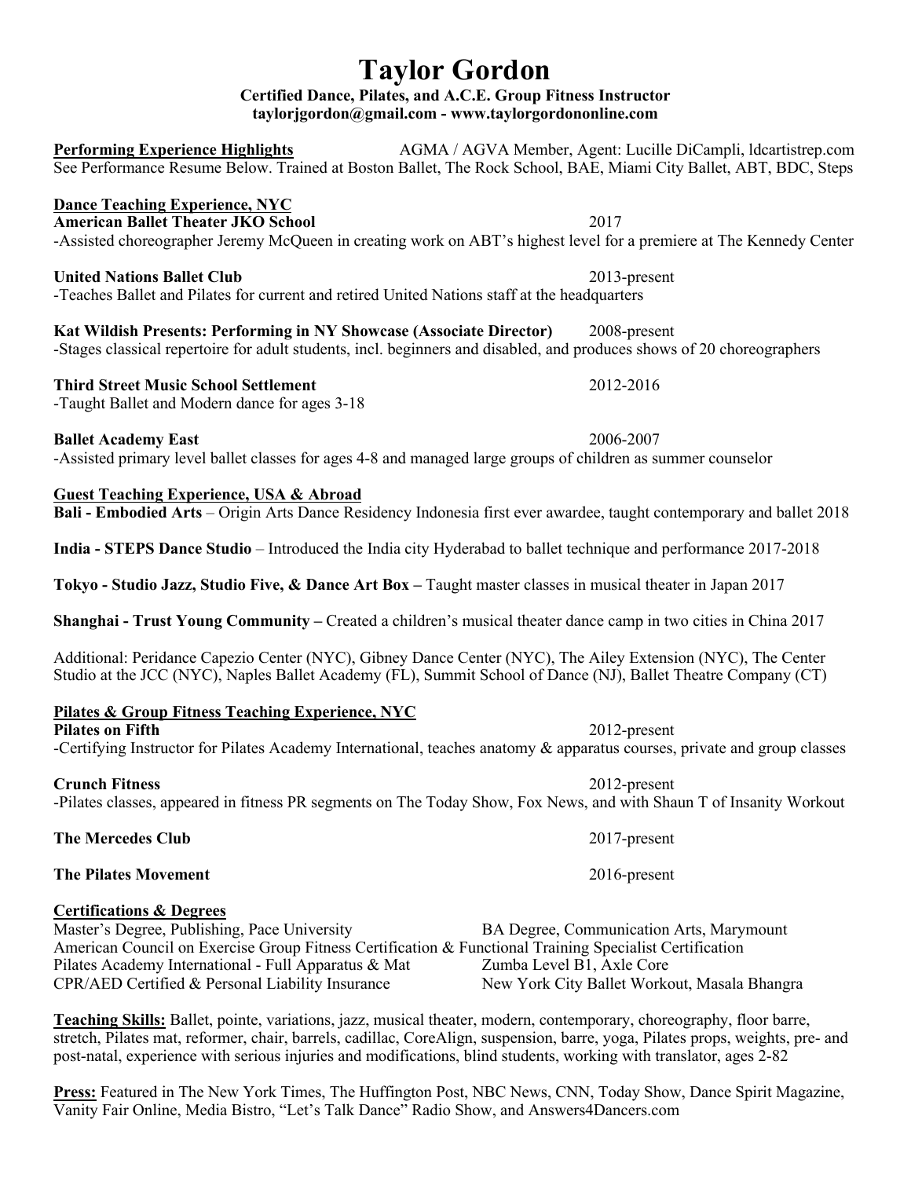# Taylor Gordon

**Certified Dance, Pilates, and A.C.E. Group Fitness Instructor**
**taylorjgordon@gmail.com - www.taylorgordononline.com**

**Performing Experience Highlights** AGMA / AGVA Member, Agent: Lucille DiCampli, ldcartistrep.com
See Performance Resume Below. Trained at Boston Ballet, The Rock School, BAE, Miami City Ballet, ABT, BDC, Steps

## Dance Teaching Experience, NYC

**American Ballet Theater JKO School** 2017
-Assisted choreographer Jeremy McQueen in creating work on ABT's highest level for a premiere at The Kennedy Center

**United Nations Ballet Club** 2013-present
-Teaches Ballet and Pilates for current and retired United Nations staff at the headquarters

**Kat Wildish Presents: Performing in NY Showcase (Associate Director)** 2008-present
-Stages classical repertoire for adult students, incl. beginners and disabled, and produces shows of 20 choreographers

**Third Street Music School Settlement** 2012-2016
-Taught Ballet and Modern dance for ages 3-18

**Ballet Academy East** 2006-2007
-Assisted primary level ballet classes for ages 4-8 and managed large groups of children as summer counselor

## Guest Teaching Experience, USA & Abroad

**Bali - Embodied Arts** – Origin Arts Dance Residency Indonesia first ever awardee, taught contemporary and ballet 2018

**India - STEPS Dance Studio** – Introduced the India city Hyderabad to ballet technique and performance 2017-2018

**Tokyo - Studio Jazz, Studio Five, & Dance Art Box –** Taught master classes in musical theater in Japan 2017

**Shanghai - Trust Young Community –** Created a children's musical theater dance camp in two cities in China 2017

Additional: Peridance Capezio Center (NYC), Gibney Dance Center (NYC), The Ailey Extension (NYC), The Center Studio at the JCC (NYC), Naples Ballet Academy (FL), Summit School of Dance (NJ), Ballet Theatre Company (CT)

## Pilates & Group Fitness Teaching Experience, NYC

**Pilates on Fifth** 2012-present
-Certifying Instructor for Pilates Academy International, teaches anatomy & apparatus courses, private and group classes

**Crunch Fitness** 2012-present
-Pilates classes, appeared in fitness PR segments on The Today Show, Fox News, and with Shaun T of Insanity Workout

**The Mercedes Club** 2017-present

**The Pilates Movement** 2016-present

## Certifications & Degrees

Master's Degree, Publishing, Pace University
BA Degree, Communication Arts, Marymount
American Council on Exercise Group Fitness Certification & Functional Training Specialist Certification
Pilates Academy International - Full Apparatus & Mat
Zumba Level B1, Axle Core
CPR/AED Certified & Personal Liability Insurance
New York City Ballet Workout, Masala Bhangra

**Teaching Skills:** Ballet, pointe, variations, jazz, musical theater, modern, contemporary, choreography, floor barre, stretch, Pilates mat, reformer, chair, barrels, cadillac, CoreAlign, suspension, barre, yoga, Pilates props, weights, pre- and post-natal, experience with serious injuries and modifications, blind students, working with translator, ages 2-82

**Press:** Featured in The New York Times, The Huffington Post, NBC News, CNN, Today Show, Dance Spirit Magazine, Vanity Fair Online, Media Bistro, "Let's Talk Dance" Radio Show, and Answers4Dancers.com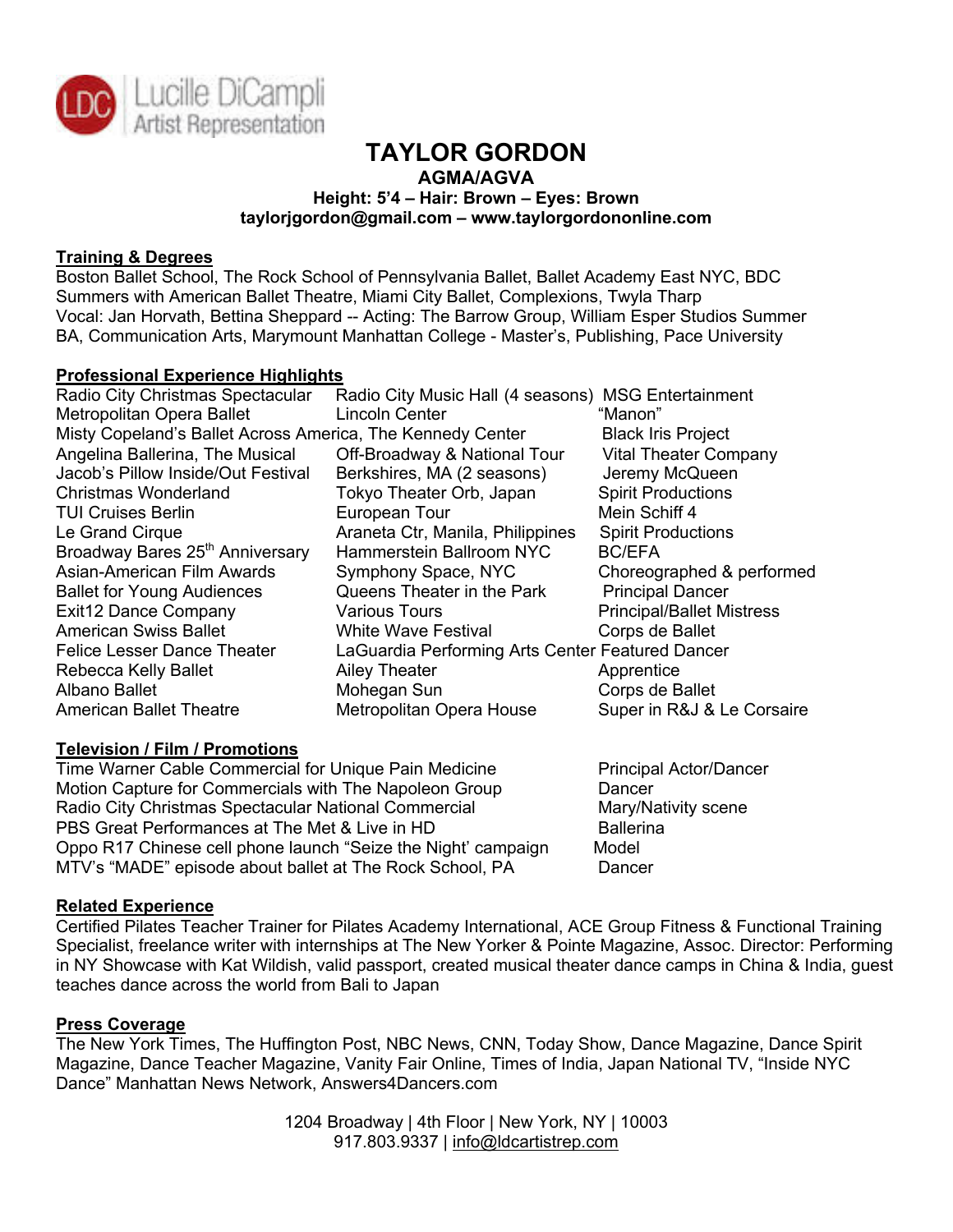LDC Lucille DiCampli Artist Representation

# TAYLOR GORDON

**AGMA/AGVA**

**Height: 5'4 – Hair: Brown – Eyes: Brown**

**taylorjgordon@gmail.com – www.taylorgordononline.com**

## Training & Degrees

Boston Ballet School, The Rock School of Pennsylvania Ballet, Ballet Academy East NYC, BDC
Summers with American Ballet Theatre, Miami City Ballet, Complexions, Twyla Tharp
Vocal: Jan Horvath, Bettina Sheppard -- Acting: The Barrow Group, William Esper Studios Summer
BA, Communication Arts, Marymount Manhattan College - Master's, Publishing, Pace University

## Professional Experience Highlights

| | | |
|---|---|---|
| Radio City Christmas Spectacular | Radio City Music Hall (4 seasons) | MSG Entertainment |
| Metropolitan Opera Ballet | Lincoln Center | "Manon" |
| Misty Copeland's Ballet Across America, The Kennedy Center | | Black Iris Project |
| Angelina Ballerina, The Musical | Off-Broadway & National Tour | Vital Theater Company |
| Jacob's Pillow Inside/Out Festival | Berkshires, MA (2 seasons) | Jeremy McQueen |
| Christmas Wonderland | Tokyo Theater Orb, Japan | Spirit Productions |
| TUI Cruises Berlin | European Tour | Mein Schiff 4 |
| Le Grand Cirque | Araneta Ctr, Manila, Philippines | Spirit Productions |
| Broadway Bares 25th Anniversary | Hammerstein Ballroom NYC | BC/EFA |
| Asian-American Film Awards | Symphony Space, NYC | Choreographed & performed |
| Ballet for Young Audiences | Queens Theater in the Park | Principal Dancer |
| Exit12 Dance Company | Various Tours | Principal/Ballet Mistress |
| American Swiss Ballet | White Wave Festival | Corps de Ballet |
| Felice Lesser Dance Theater | LaGuardia Performing Arts Center | Featured Dancer |
| Rebecca Kelly Ballet | Ailey Theater | Apprentice |
| Albano Ballet | Mohegan Sun | Corps de Ballet |
| American Ballet Theatre | Metropolitan Opera House | Super in R&J & Le Corsaire |

## Television / Film / Promotions

| | |
|---|---|
| Time Warner Cable Commercial for Unique Pain Medicine | Principal Actor/Dancer |
| Motion Capture for Commercials with The Napoleon Group | Dancer |
| Radio City Christmas Spectacular National Commercial | Mary/Nativity scene |
| PBS Great Performances at The Met & Live in HD | Ballerina |
| Oppo R17 Chinese cell phone launch "Seize the Night' campaign | Model |
| MTV's "MADE" episode about ballet at The Rock School, PA | Dancer |

## Related Experience

Certified Pilates Teacher Trainer for Pilates Academy International, ACE Group Fitness & Functional Training Specialist, freelance writer with internships at The New Yorker & Pointe Magazine, Assoc. Director: Performing in NY Showcase with Kat Wildish, valid passport, created musical theater dance camps in China & India, guest teaches dance across the world from Bali to Japan

## Press Coverage

The New York Times, The Huffington Post, NBC News, CNN, Today Show, Dance Magazine, Dance Spirit Magazine, Dance Teacher Magazine, Vanity Fair Online, Times of India, Japan National TV, "Inside NYC Dance" Manhattan News Network, Answers4Dancers.com

1204 Broadway | 4th Floor | New York, NY | 10003
917.803.9337 | info@ldcartistrep.com